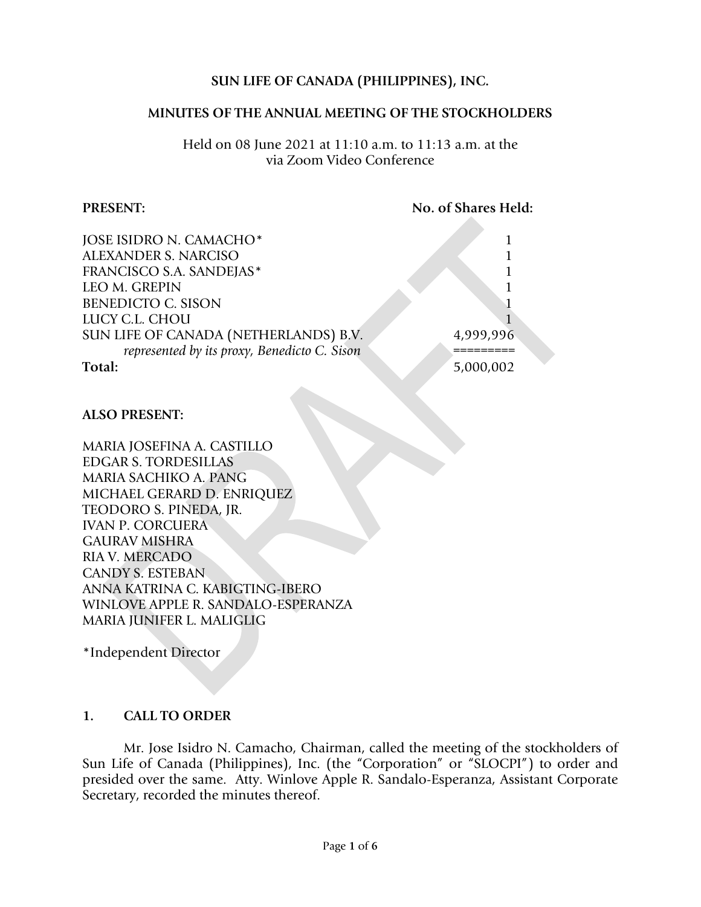**SUN LIFE OF CANADA (PHILIPPINES), INC.**

**MINUTES OF THE ANNUAL MEETING OF THE STOCKHOLDERS**

Held on 08 June 2021 at 11:10 a.m. to 11:13 a.m. at the via Zoom Video Conference

| **PRESENT:** | **No. of Shares Held:** |
|---|---|
| JOSE ISIDRO N. CAMACHO* | 1 |
| ALEXANDER S. NARCISO | 1 |
| FRANCISCO S.A. SANDEJAS* | 1 |
| LEO M. GREPIN | 1 |
| BENEDICTO C. SISON | 1 |
| LUCY C.L. CHOU | 1 |
| SUN LIFE OF CANADA (NETHERLANDS) B.V. *represented by its proxy, Benedicto C. Sison* | 4,999,996 |
| **Total:** | 5,000,002 |

**ALSO PRESENT:**

MARIA JOSEFINA A. CASTILLO
EDGAR S. TORDESILLAS
MARIA SACHIKO A. PANG
MICHAEL GERARD D. ENRIQUEZ
TEODORO S. PINEDA, JR.
IVAN P. CORCUERA
GAURAV MISHRA
RIA V. MERCADO
CANDY S. ESTEBAN
ANNA KATRINA C. KABIGTING-IBERO
WINLOVE APPLE R. SANDALO-ESPERANZA
MARIA JUNIFER L. MALIGLIG

*Independent Director

## 1. CALL TO ORDER

Mr. Jose Isidro N. Camacho, Chairman, called the meeting of the stockholders of Sun Life of Canada (Philippines), Inc. (the "Corporation" or "SLOCPI") to order and presided over the same. Atty. Winlove Apple R. Sandalo-Esperanza, Assistant Corporate Secretary, recorded the minutes thereof.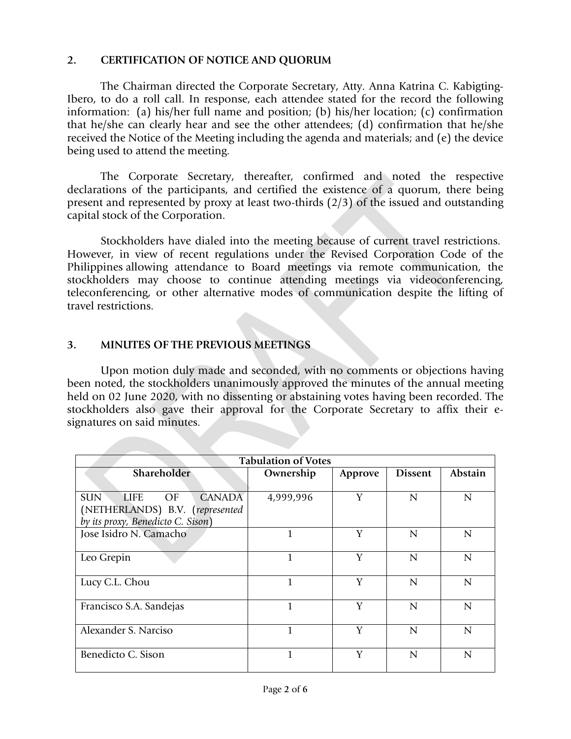## 2. CERTIFICATION OF NOTICE AND QUORUM

The Chairman directed the Corporate Secretary, Atty. Anna Katrina C. Kabigting-Ibero, to do a roll call. In response, each attendee stated for the record the following information: (a) his/her full name and position; (b) his/her location; (c) confirmation that he/she can clearly hear and see the other attendees; (d) confirmation that he/she received the Notice of the Meeting including the agenda and materials; and (e) the device being used to attend the meeting.

The Corporate Secretary, thereafter, confirmed and noted the respective declarations of the participants, and certified the existence of a quorum, there being present and represented by proxy at least two-thirds (2/3) of the issued and outstanding capital stock of the Corporation.

Stockholders have dialed into the meeting because of current travel restrictions. However, in view of recent regulations under the Revised Corporation Code of the Philippines allowing attendance to Board meetings via remote communication, the stockholders may choose to continue attending meetings via videoconferencing, teleconferencing, or other alternative modes of communication despite the lifting of travel restrictions.

## 3. MINUTES OF THE PREVIOUS MEETINGS

Upon motion duly made and seconded, with no comments or objections having been noted, the stockholders unanimously approved the minutes of the annual meeting held on 02 June 2020, with no dissenting or abstaining votes having been recorded. The stockholders also gave their approval for the Corporate Secretary to affix their e-signatures on said minutes.

| Tabulation of Votes | | | | |
|---|---|---|---|---|
| **Shareholder** | **Ownership** | **Approve** | **Dissent** | **Abstain** |
| SUN LIFE OF CANADA (NETHERLANDS) B.V. (*represented by its proxy, Benedicto C. Sison*) | 4,999,996 | Y | N | N |
| Jose Isidro N. Camacho | 1 | Y | N | N |
| Leo Grepin | 1 | Y | N | N |
| Lucy C.L. Chou | 1 | Y | N | N |
| Francisco S.A. Sandejas | 1 | Y | N | N |
| Alexander S. Narciso | 1 | Y | N | N |
| Benedicto C. Sison | 1 | Y | N | N |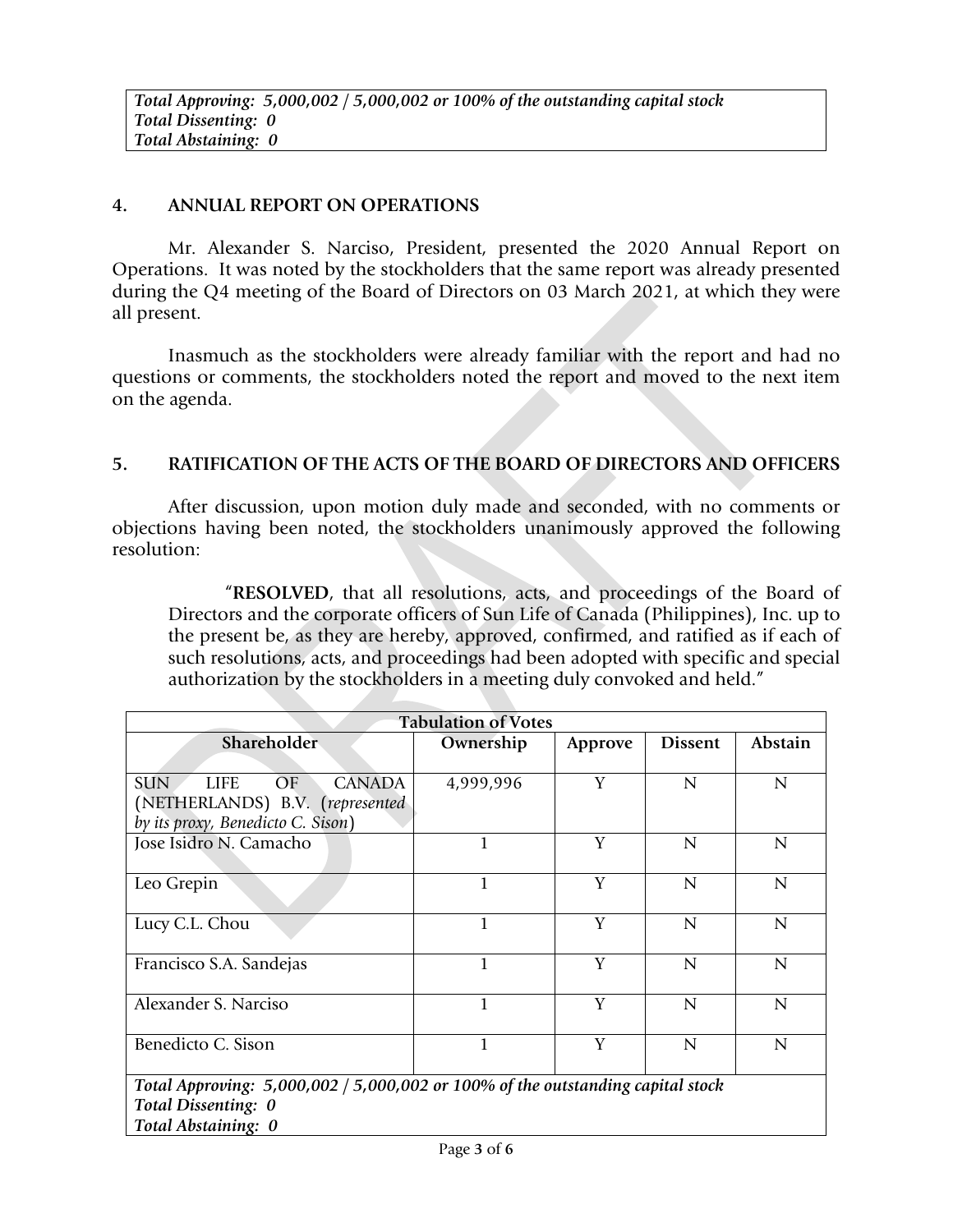*Total Approving: 5,000,002 / 5,000,002 or 100% of the outstanding capital stock*
*Total Dissenting: 0*
*Total Abstaining: 0*

## 4. ANNUAL REPORT ON OPERATIONS

Mr. Alexander S. Narciso, President, presented the 2020 Annual Report on Operations. It was noted by the stockholders that the same report was already presented during the Q4 meeting of the Board of Directors on 03 March 2021, at which they were all present.

Inasmuch as the stockholders were already familiar with the report and had no questions or comments, the stockholders noted the report and moved to the next item on the agenda.

## 5. RATIFICATION OF THE ACTS OF THE BOARD OF DIRECTORS AND OFFICERS

After discussion, upon motion duly made and seconded, with no comments or objections having been noted, the stockholders unanimously approved the following resolution:

> "**RESOLVED**, that all resolutions, acts, and proceedings of the Board of Directors and the corporate officers of Sun Life of Canada (Philippines), Inc. up to the present be, as they are hereby, approved, confirmed, and ratified as if each of such resolutions, acts, and proceedings had been adopted with specific and special authorization by the stockholders in a meeting duly convoked and held."

| Tabulation of Votes | | | | |
|---|---|---|---|---|
| **Shareholder** | **Ownership** | **Approve** | **Dissent** | **Abstain** |
| SUN LIFE OF CANADA (NETHERLANDS) B.V. (*represented by its proxy, Benedicto C. Sison*) | 4,999,996 | Y | N | N |
| Jose Isidro N. Camacho | 1 | Y | N | N |
| Leo Grepin | 1 | Y | N | N |
| Lucy C.L. Chou | 1 | Y | N | N |
| Francisco S.A. Sandejas | 1 | Y | N | N |
| Alexander S. Narciso | 1 | Y | N | N |
| Benedicto C. Sison | 1 | Y | N | N |
| *Total Approving: 5,000,002 / 5,000,002 or 100% of the outstanding capital stock*<br>*Total Dissenting: 0*<br>*Total Abstaining: 0* | | | | |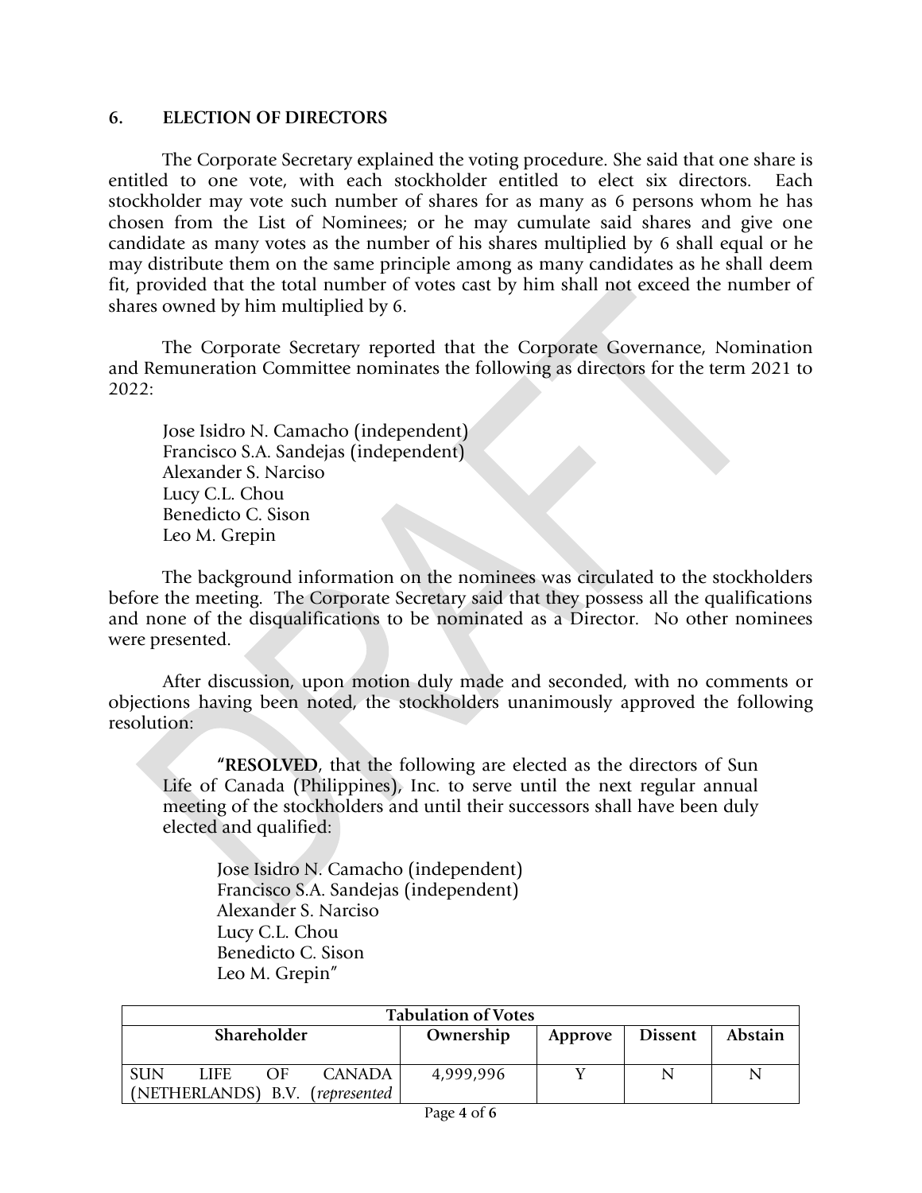## 6. ELECTION OF DIRECTORS

The Corporate Secretary explained the voting procedure. She said that one share is entitled to one vote, with each stockholder entitled to elect six directors. Each stockholder may vote such number of shares for as many as 6 persons whom he has chosen from the List of Nominees; or he may cumulate said shares and give one candidate as many votes as the number of his shares multiplied by 6 shall equal or he may distribute them on the same principle among as many candidates as he shall deem fit, provided that the total number of votes cast by him shall not exceed the number of shares owned by him multiplied by 6.

The Corporate Secretary reported that the Corporate Governance, Nomination and Remuneration Committee nominates the following as directors for the term 2021 to 2022:

Jose Isidro N. Camacho (independent)
Francisco S.A. Sandejas (independent)
Alexander S. Narciso
Lucy C.L. Chou
Benedicto C. Sison
Leo M. Grepin

The background information on the nominees was circulated to the stockholders before the meeting. The Corporate Secretary said that they possess all the qualifications and none of the disqualifications to be nominated as a Director. No other nominees were presented.

After discussion, upon motion duly made and seconded, with no comments or objections having been noted, the stockholders unanimously approved the following resolution:

> "**RESOLVED**, that the following are elected as the directors of Sun Life of Canada (Philippines), Inc. to serve until the next regular annual meeting of the stockholders and until their successors shall have been duly elected and qualified:
>
> Jose Isidro N. Camacho (independent)
> Francisco S.A. Sandejas (independent)
> Alexander S. Narciso
> Lucy C.L. Chou
> Benedicto C. Sison
> Leo M. Grepin"

| Tabulation of Votes | | | | |
|---|---|---|---|---|
| **Shareholder** | **Ownership** | **Approve** | **Dissent** | **Abstain** |
| SUN LIFE OF CANADA (NETHERLANDS) B.V. (*represented* | 4,999,996 | Y | N | N |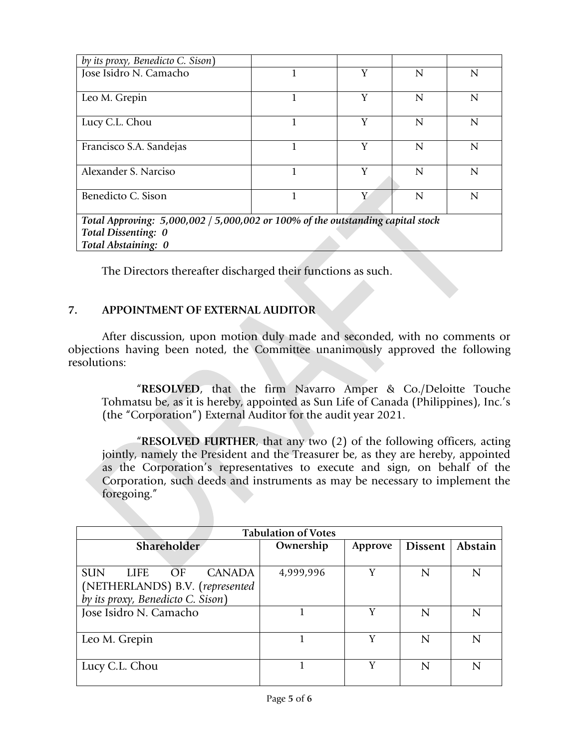| | | | | |
|---|---|---|---|---|
| *by its proxy, Benedicto C. Sison*) | | | | |
| Jose Isidro N. Camacho | 1 | Y | N | N |
| Leo M. Grepin | 1 | Y | N | N |
| Lucy C.L. Chou | 1 | Y | N | N |
| Francisco S.A. Sandejas | 1 | Y | N | N |
| Alexander S. Narciso | 1 | Y | N | N |
| Benedicto C. Sison | 1 | Y | N | N |
| ***Total Approving: 5,000,002 / 5,000,002 or 100% of the outstanding capital stock*** <br> ***Total Dissenting: 0*** <br> ***Total Abstaining: 0*** | | | | |

The Directors thereafter discharged their functions as such.

## 7. APPOINTMENT OF EXTERNAL AUDITOR

After discussion, upon motion duly made and seconded, with no comments or objections having been noted, the Committee unanimously approved the following resolutions:

> "**RESOLVED**, that the firm Navarro Amper & Co./Deloitte Touche Tohmatsu be, as it is hereby, appointed as Sun Life of Canada (Philippines), Inc.'s (the "Corporation") External Auditor for the audit year 2021.
>
> "**RESOLVED FURTHER**, that any two (2) of the following officers, acting jointly, namely the President and the Treasurer be, as they are hereby, appointed as the Corporation's representatives to execute and sign, on behalf of the Corporation, such deeds and instruments as may be necessary to implement the foregoing."

| **Tabulation of Votes** | | | | |
|---|---|---|---|---|
| **Shareholder** | **Ownership** | **Approve** | **Dissent** | **Abstain** |
| SUN LIFE OF CANADA (NETHERLANDS) B.V. (*represented by its proxy, Benedicto C. Sison*) | 4,999,996 | Y | N | N |
| Jose Isidro N. Camacho | 1 | Y | N | N |
| Leo M. Grepin | 1 | Y | N | N |
| Lucy C.L. Chou | 1 | Y | N | N |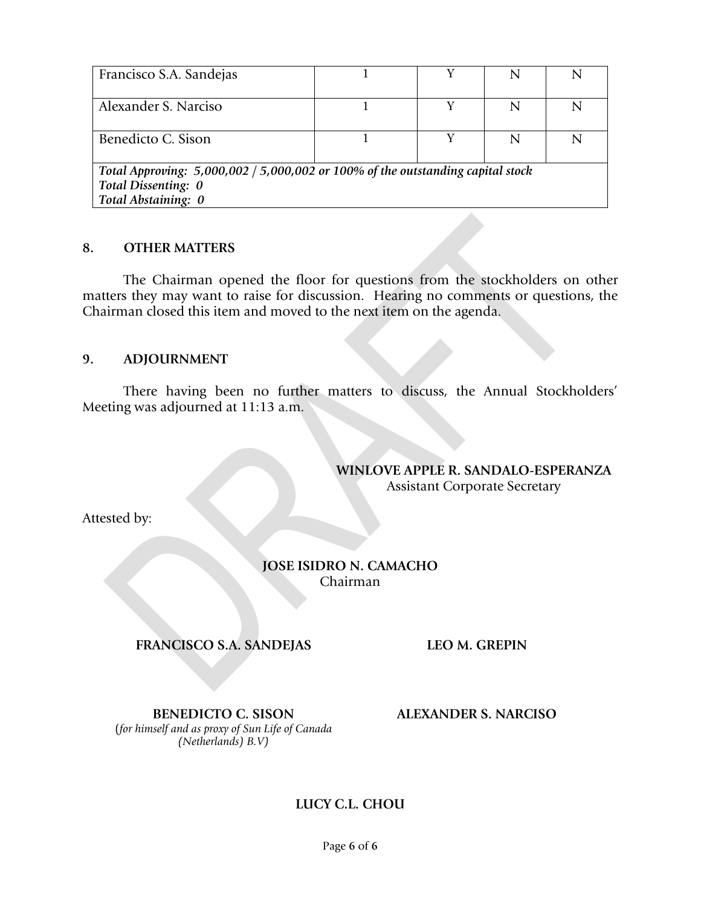| | | | | |
|---|---|---|---|---|
| Francisco S.A. Sandejas | 1 | Y | N | N |
| Alexander S. Narciso | 1 | Y | N | N |
| Benedicto C. Sison | 1 | Y | N | N |
| *Total Approving: 5,000,002 / 5,000,002 or 100% of the outstanding capital stock*<br>*Total Dissenting: 0*<br>*Total Abstaining: 0* | | | | |

**8. OTHER MATTERS**

The Chairman opened the floor for questions from the stockholders on other matters they may want to raise for discussion. Hearing no comments or questions, the Chairman closed this item and moved to the next item on the agenda.

**9. ADJOURNMENT**

There having been no further matters to discuss, the Annual Stockholders' Meeting was adjourned at 11:13 a.m.

**WINLOVE APPLE R. SANDALO-ESPERANZA**
Assistant Corporate Secretary

Attested by:

**JOSE ISIDRO N. CAMACHO**
Chairman

**FRANCISCO S.A. SANDEJAS**

**LEO M. GREPIN**

**BENEDICTO C. SISON**
(*for himself and as proxy of Sun Life of Canada (Netherlands) B.V)*

**ALEXANDER S. NARCISO**

**LUCY C.L. CHOU**